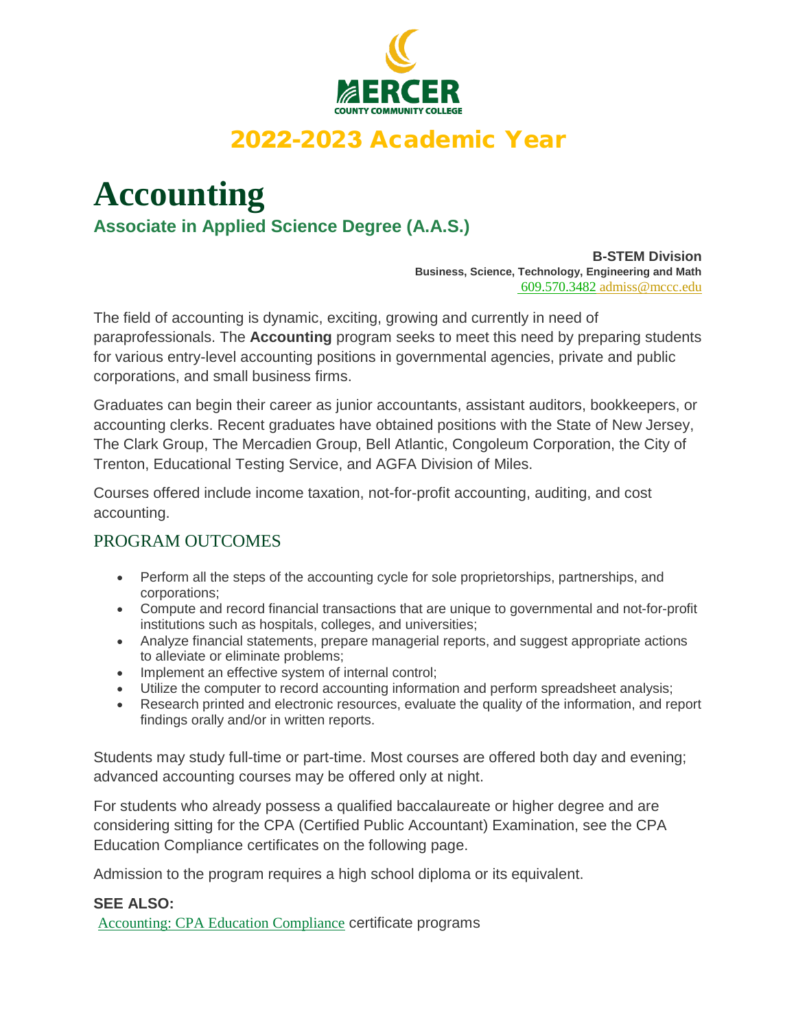MERCER
COUNTY COMMUNITY COLLEGE

## 2022-2023 Academic Year

# Accounting

### Associate in Applied Science Degree (A.A.S.)

**B-STEM Division**
**Business, Science, Technology, Engineering and Math**
609.570.3482 admiss@mccc.edu

The field of accounting is dynamic, exciting, growing and currently in need of paraprofessionals. The **Accounting** program seeks to meet this need by preparing students for various entry-level accounting positions in governmental agencies, private and public corporations, and small business firms.

Graduates can begin their career as junior accountants, assistant auditors, bookkeepers, or accounting clerks. Recent graduates have obtained positions with the State of New Jersey, The Clark Group, The Mercadien Group, Bell Atlantic, Congoleum Corporation, the City of Trenton, Educational Testing Service, and AGFA Division of Miles.

Courses offered include income taxation, not-for-profit accounting, auditing, and cost accounting.

## PROGRAM OUTCOMES

- Perform all the steps of the accounting cycle for sole proprietorships, partnerships, and corporations;
- Compute and record financial transactions that are unique to governmental and not-for-profit institutions such as hospitals, colleges, and universities;
- Analyze financial statements, prepare managerial reports, and suggest appropriate actions to alleviate or eliminate problems;
- Implement an effective system of internal control;
- Utilize the computer to record accounting information and perform spreadsheet analysis;
- Research printed and electronic resources, evaluate the quality of the information, and report findings orally and/or in written reports.

Students may study full-time or part-time. Most courses are offered both day and evening; advanced accounting courses may be offered only at night.

For students who already possess a qualified baccalaureate or higher degree and are considering sitting for the CPA (Certified Public Accountant) Examination, see the CPA Education Compliance certificates on the following page.

Admission to the program requires a high school diploma or its equivalent.

**SEE ALSO:**
Accounting: CPA Education Compliance certificate programs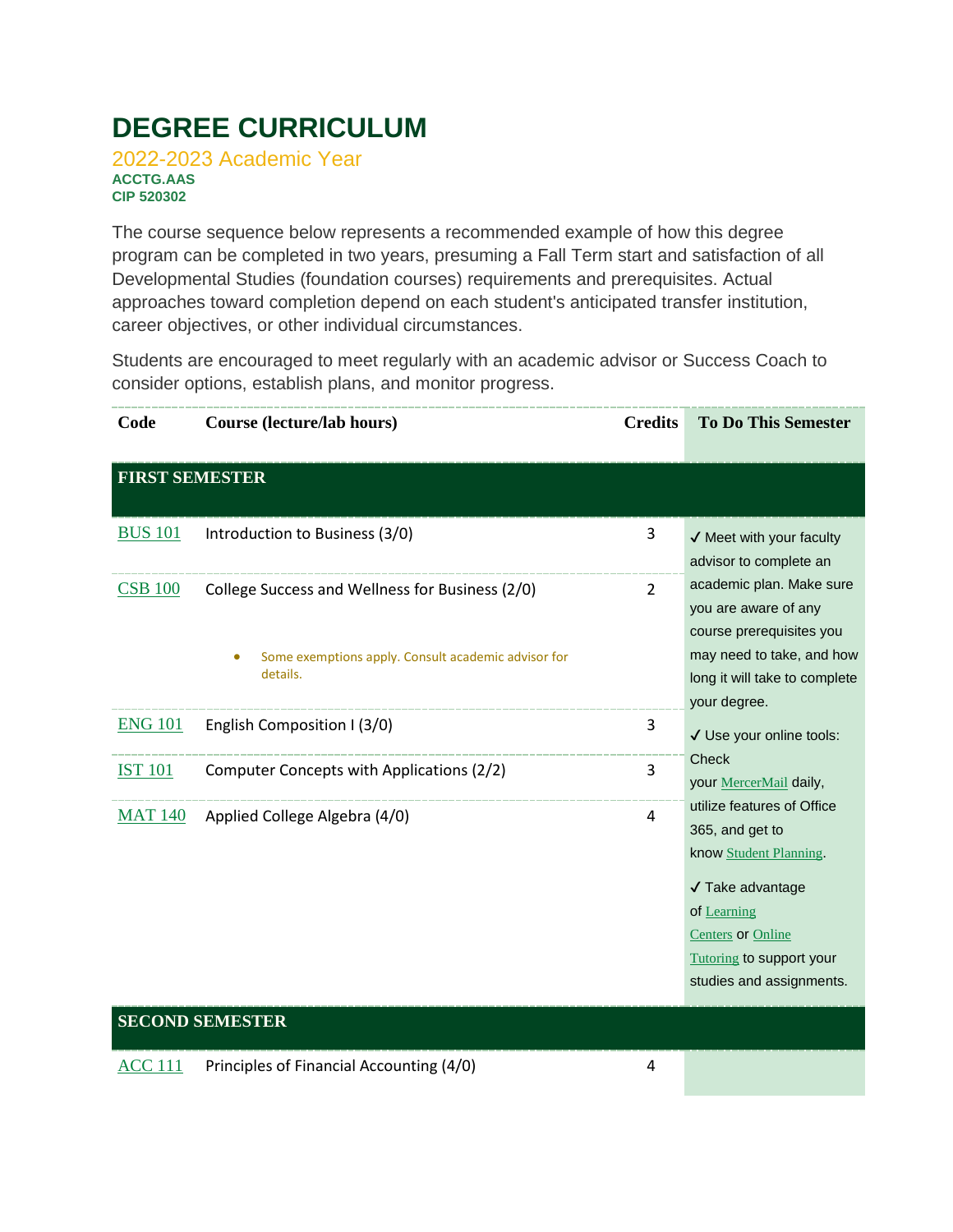# DEGREE CURRICULUM

2022-2023 Academic Year

**ACCTG.AAS**
**CIP 520302**

The course sequence below represents a recommended example of how this degree program can be completed in two years, presuming a Fall Term start and satisfaction of all Developmental Studies (foundation courses) requirements and prerequisites. Actual approaches toward completion depend on each student's anticipated transfer institution, career objectives, or other individual circumstances.

Students are encouraged to meet regularly with an academic advisor or Success Coach to consider options, establish plans, and monitor progress.

| Code | Course (lecture/lab hours) | Credits | To Do This Semester |
|---|---|---|---|
| **FIRST SEMESTER** | | | |
| BUS 101 | Introduction to Business (3/0) | 3 | ✓ Meet with your faculty advisor to complete an academic plan. Make sure you are aware of any course prerequisites you may need to take, and how long it will take to complete your degree. |
| CSB 100 | College Success and Wellness for Business (2/0) <br> • Some exemptions apply. Consult academic advisor for details. | 2 | |
| ENG 101 | English Composition I (3/0) | 3 | ✓ Use your online tools: Check your MercerMail daily, utilize features of Office 365, and get to know Student Planning. |
| IST 101 | Computer Concepts with Applications (2/2) | 3 | |
| MAT 140 | Applied College Algebra (4/0) | 4 | ✓ Take advantage of Learning Centers or Online Tutoring to support your studies and assignments. |
| **SECOND SEMESTER** | | | |
| ACC 111 | Principles of Financial Accounting (4/0) | 4 | |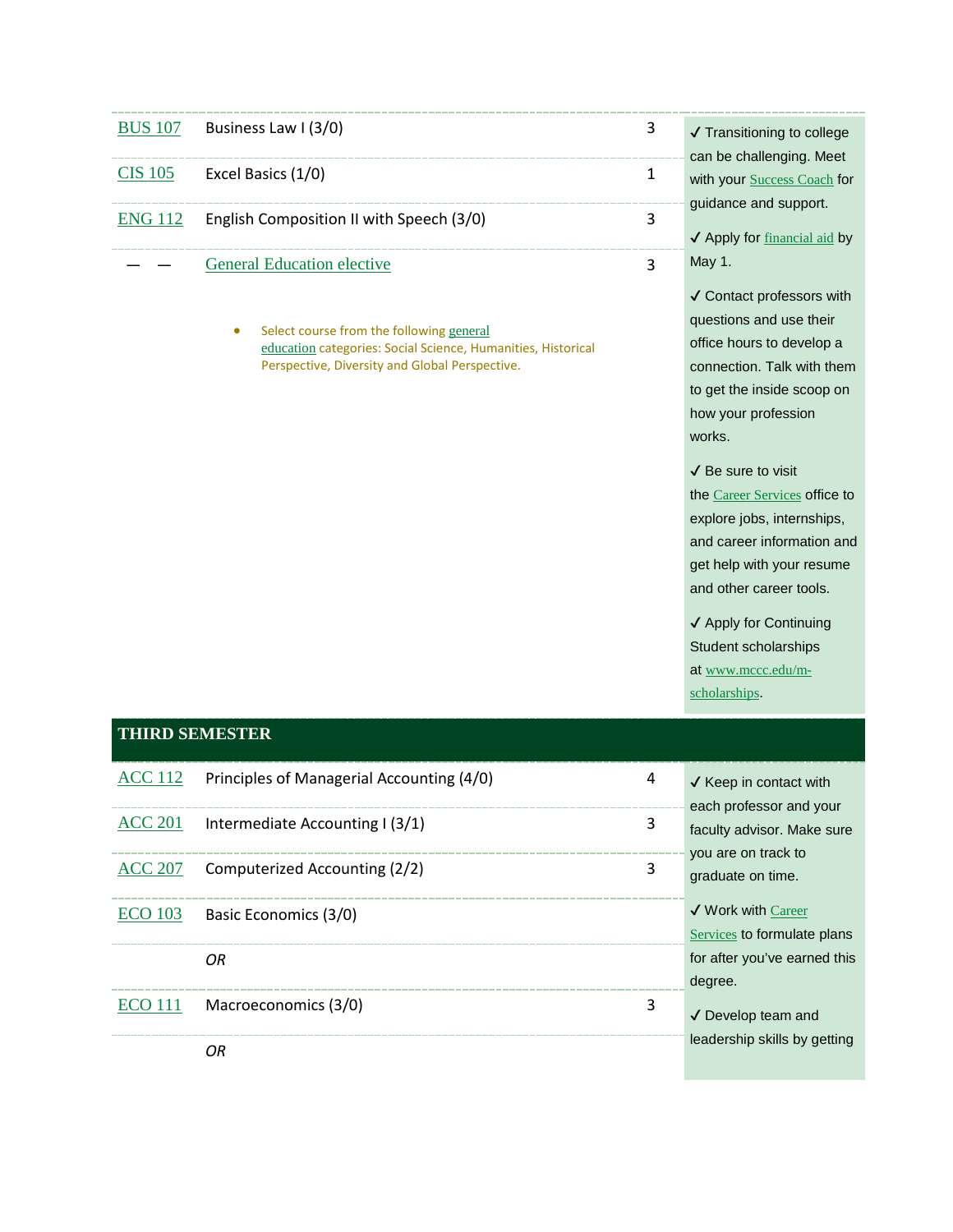| | | | |
|---|---|---|---|
| BUS 107 | Business Law I (3/0) | 3 | ✓ Transitioning to college can be challenging. Meet with your Success Coach for guidance and support. |
| CIS 105 | Excel Basics (1/0) | 1 | ✓ Apply for financial aid by May 1. |
| ENG 112 | English Composition II with Speech (3/0) | 3 | ✓ Contact professors with questions and use their office hours to develop a connection. Talk with them to get the inside scoop on how your profession works. |
| — — | General Education elective<br>• Select course from the following general education categories: Social Science, Humanities, Historical Perspective, Diversity and Global Perspective. | 3 | ✓ Be sure to visit the Career Services office to explore jobs, internships, and career information and get help with your resume and other career tools.<br>✓ Apply for Continuing Student scholarships at www.mccc.edu/m-scholarships. |

## THIRD SEMESTER

| | | | |
|---|---|---|---|
| ACC 112 | Principles of Managerial Accounting (4/0) | 4 | ✓ Keep in contact with each professor and your faculty advisor. Make sure you are on track to graduate on time. |
| ACC 201 | Intermediate Accounting I (3/1) | 3 | ✓ Work with Career Services to formulate plans for after you've earned this degree. |
| ACC 207 | Computerized Accounting (2/2) | 3 | ✓ Develop team and leadership skills by getting |
| ECO 103 | Basic Economics (3/0) | | |
| | *OR* | | |
| ECO 111 | Macroeconomics (3/0) | 3 | |
| | *OR* | | |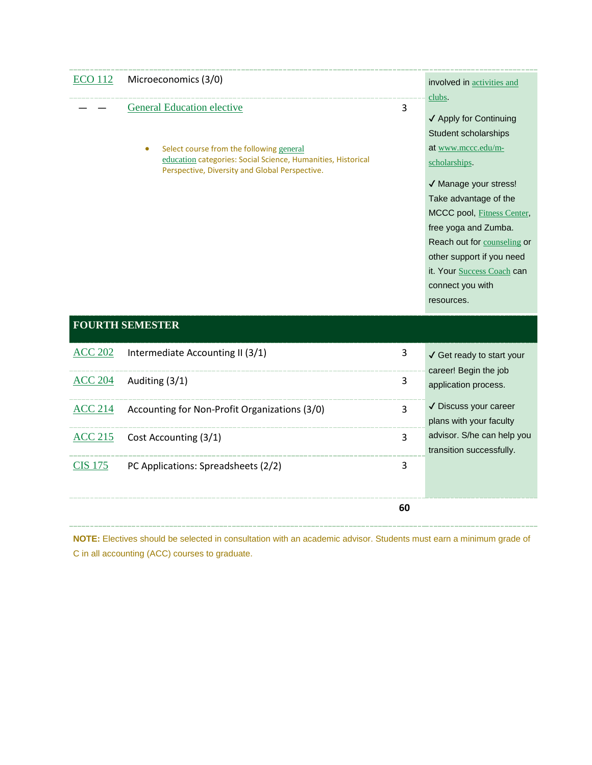| | | | |
|---|---|---|---|
| ECO 112 | Microeconomics (3/0) | | involved in activities and clubs. ✓ Apply for Continuing Student scholarships at www.mccc.edu/m-scholarships. ✓ Manage your stress! Take advantage of the MCCC pool, Fitness Center, free yoga and Zumba. Reach out for counseling or other support if you need it. Your Success Coach can connect you with resources. |
| — — | General Education elective<br>• Select course from the following general education categories: Social Science, Humanities, Historical Perspective, Diversity and Global Perspective. | 3 | |

## FOURTH SEMESTER

| | | | |
|---|---|---|---|
| ACC 202 | Intermediate Accounting II (3/1) | 3 | ✓ Get ready to start your career! Begin the job application process. ✓ Discuss your career plans with your faculty advisor. S/he can help you transition successfully. |
| ACC 204 | Auditing (3/1) | 3 | |
| ACC 214 | Accounting for Non-Profit Organizations (3/0) | 3 | |
| ACC 215 | Cost Accounting (3/1) | 3 | |
| CIS 175 | PC Applications: Spreadsheets (2/2) | 3 | |
| | | **60** | |

**NOTE:** Electives should be selected in consultation with an academic advisor. Students must earn a minimum grade of C in all accounting (ACC) courses to graduate.